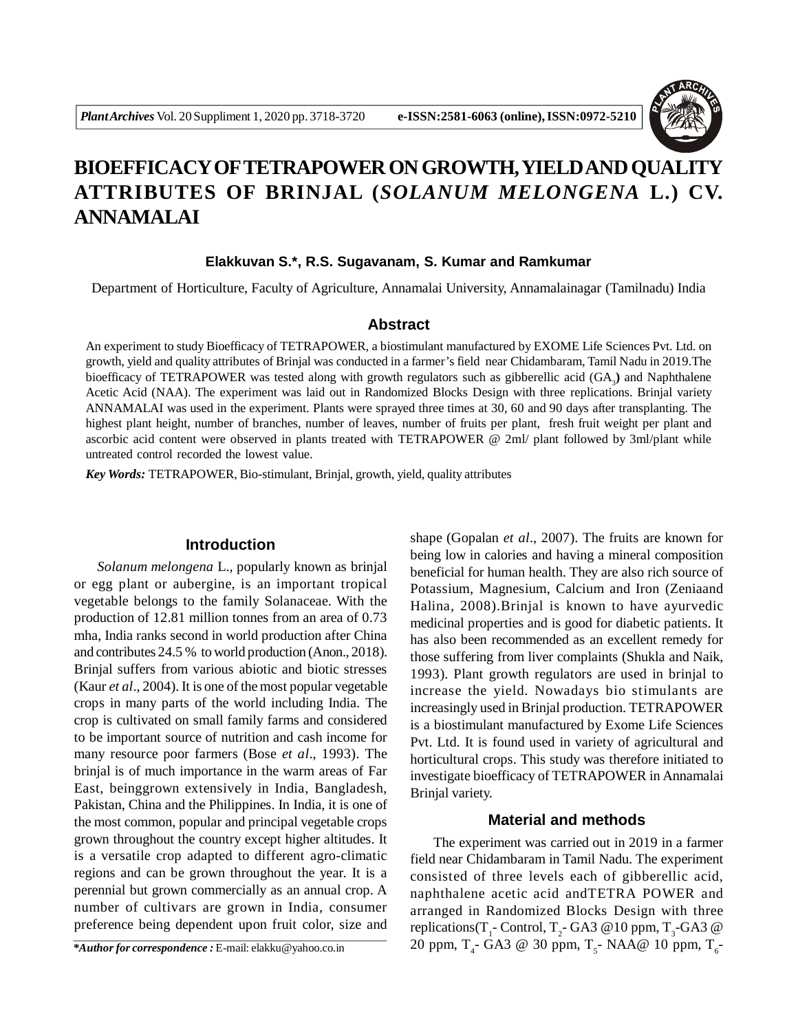# BIOEFFICACY OF TETRAPOWER ON GROWTH, YIELD AND QUALITY ATTRIBUTES OF BRINJAL (*SOLANUM MELONGENA* L.) CV. ANNAMALAI

**Elakkuvan S.\*, R.S. Sugavanam, S. Kumar and Ramkumar**

Department of Horticulture, Faculty of Agriculture, Annamalai University, Annamalainagar (Tamilnadu) India

## Abstract

An experiment to study Bioefficacy of TETRAPOWER, a biostimulant manufactured by EXOME Life Sciences Pvt. Ltd. on growth, yield and quality attributes of Brinjal was conducted in a farmer's field near Chidambaram, Tamil Nadu in 2019.The bioefficacy of TETRAPOWER was tested along with growth regulators such as gibberellic acid ($GA_3$**)** and Naphthalene Acetic Acid (NAA). The experiment was laid out in Randomized Blocks Design with three replications. Brinjal variety ANNAMALAI was used in the experiment. Plants were sprayed three times at 30, 60 and 90 days after transplanting. The highest plant height, number of branches, number of leaves, number of fruits per plant, fresh fruit weight per plant and ascorbic acid content were observed in plants treated with TETRAPOWER @ 2ml/ plant followed by 3ml/plant while untreated control recorded the lowest value.

***Key Words:*** TETRAPOWER, Bio-stimulant, Brinjal, growth, yield, quality attributes

## Introduction

*Solanum melongena* L., popularly known as brinjal or egg plant or aubergine, is an important tropical vegetable belongs to the family Solanaceae. With the production of 12.81 million tonnes from an area of 0.73 mha, India ranks second in world production after China and contributes 24.5 % to world production (Anon., 2018). Brinjal suffers from various abiotic and biotic stresses (Kaur *et al*., 2004). It is one of the most popular vegetable crops in many parts of the world including India. The crop is cultivated on small family farms and considered to be important source of nutrition and cash income for many resource poor farmers (Bose *et al*., 1993). The brinjal is of much importance in the warm areas of Far East, beinggrown extensively in India, Bangladesh, Pakistan, China and the Philippines. In India, it is one of the most common, popular and principal vegetable crops grown throughout the country except higher altitudes. It is a versatile crop adapted to different agro-climatic regions and can be grown throughout the year. It is a perennial but grown commercially as an annual crop. A number of cultivars are grown in India, consumer preference being dependent upon fruit color, size and shape (Gopalan *et al*., 2007). The fruits are known for being low in calories and having a mineral composition beneficial for human health. They are also rich source of Potassium, Magnesium, Calcium and Iron (Zeniaand Halina, 2008).Brinjal is known to have ayurvedic medicinal properties and is good for diabetic patients. It has also been recommended as an excellent remedy for those suffering from liver complaints (Shukla and Naik, 1993). Plant growth regulators are used in brinjal to increase the yield. Nowadays bio stimulants are increasingly used in Brinjal production. TETRAPOWER is a biostimulant manufactured by Exome Life Sciences Pvt. Ltd. It is found used in variety of agricultural and horticultural crops. This study was therefore initiated to investigate bioefficacy of TETRAPOWER in Annamalai Brinjal variety.

## Material and methods

The experiment was carried out in 2019 in a farmer field near Chidambaram in Tamil Nadu. The experiment consisted of three levels each of gibberellic acid, naphthalene acetic acid andTETRA POWER and arranged in Randomized Blocks Design with three replications($T_1$- Control, $T_2$- GA3 @10 ppm, $T_3$-GA3 @ 20 ppm, $T_4$- GA3 @ 30 ppm, $T_5$- NAA@ 10 ppm, $T_6$-

***\*Author for correspondence :*** E-mail: elakku@yahoo.co.in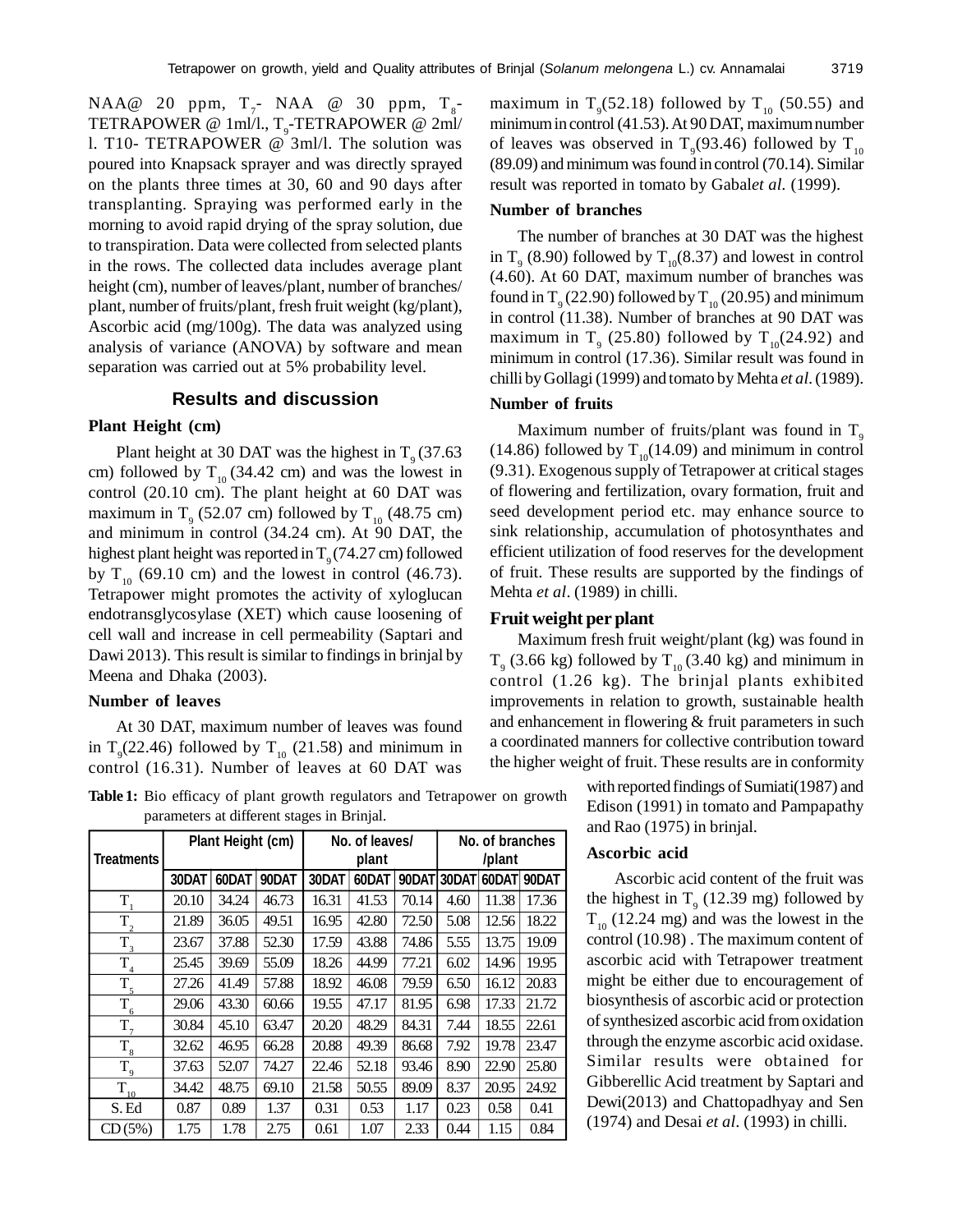NAA@ 20 ppm, $T_7$- NAA @ 30 ppm, $T_8$-TETRAPOWER @ 1ml/l., $T_9$-TETRAPOWER @ 2ml/l. T10- TETRAPOWER @ 3ml/l. The solution was poured into Knapsack sprayer and was directly sprayed on the plants three times at 30, 60 and 90 days after transplanting. Spraying was performed early in the morning to avoid rapid drying of the spray solution, due to transpiration. Data were collected from selected plants in the rows. The collected data includes average plant height (cm), number of leaves/plant, number of branches/plant, number of fruits/plant, fresh fruit weight (kg/plant), Ascorbic acid (mg/100g). The data was analyzed using analysis of variance (ANOVA) by software and mean separation was carried out at 5% probability level.

## Results and discussion

### Plant Height (cm)

Plant height at 30 DAT was the highest in $T_9$ (37.63 cm) followed by $T_{10}$ (34.42 cm) and was the lowest in control (20.10 cm). The plant height at 60 DAT was maximum in $T_9$ (52.07 cm) followed by $T_{10}$ (48.75 cm) and minimum in control (34.24 cm). At 90 DAT, the highest plant height was reported in $T_9$ (74.27 cm) followed by $T_{10}$ (69.10 cm) and the lowest in control (46.73). Tetrapower might promotes the activity of xyloglucan endotransglycosylase (XET) which cause loosening of cell wall and increase in cell permeability (Saptari and Dawi 2013). This result is similar to findings in brinjal by Meena and Dhaka (2003).

### Number of leaves

At 30 DAT, maximum number of leaves was found in $T_9$(22.46) followed by $T_{10}$ (21.58) and minimum in control (16.31). Number of leaves at 60 DAT was maximum in $T_9$(52.18) followed by $T_{10}$ (50.55) and minimum in control (41.53). At 90 DAT, maximum number of leaves was observed in $T_9$(93.46) followed by $T_{10}$ (89.09) and minimum was found in control (70.14). Similar result was reported in tomato by Gabal*et al.* (1999).

### Number of branches

The number of branches at 30 DAT was the highest in $T_9$ (8.90) followed by $T_{10}$(8.37) and lowest in control (4.60). At 60 DAT, maximum number of branches was found in $T_9$ (22.90) followed by $T_{10}$ (20.95) and minimum in control (11.38). Number of branches at 90 DAT was maximum in $T_9$ (25.80) followed by $T_{10}$(24.92) and minimum in control (17.36). Similar result was found in chilli by Gollagi (1999) and tomato by Mehta *et al.* (1989).

### Number of fruits

Maximum number of fruits/plant was found in $T_9$ (14.86) followed by $T_{10}$(14.09) and minimum in control (9.31). Exogenous supply of Tetrapower at critical stages of flowering and fertilization, ovary formation, fruit and seed development period etc. may enhance source to sink relationship, accumulation of photosynthates and efficient utilization of food reserves for the development of fruit. These results are supported by the findings of Mehta *et al*. (1989) in chilli.

### Fruit weight per plant

Maximum fresh fruit weight/plant (kg) was found in $T_9$ (3.66 kg) followed by $T_{10}$ (3.40 kg) and minimum in control (1.26 kg). The brinjal plants exhibited improvements in relation to growth, sustainable health and enhancement in flowering & fruit parameters in such a coordinated manners for collective contribution toward the higher weight of fruit. These results are in conformity with reported findings of Sumiati(1987) and Edison (1991) in tomato and Pampapathy and Rao (1975) in brinjal.

### Ascorbic acid

Ascorbic acid content of the fruit was the highest in $T_9$ (12.39 mg) followed by $T_{10}$ (12.24 mg) and was the lowest in the control (10.98) . The maximum content of ascorbic acid with Tetrapower treatment might be either due to encouragement of biosynthesis of ascorbic acid or protection of synthesized ascorbic acid from oxidation through the enzyme ascorbic acid oxidase. Similar results were obtained for Gibberellic Acid treatment by Saptari and Dewi(2013) and Chattopadhyay and Sen (1974) and Desai *et al*. (1993) in chilli.

**Table 1:** Bio efficacy of plant growth regulators and Tetrapower on growth parameters at different stages in Brinjal.

| Treatments | Plant Height (cm) | | | No. of leaves/ plant | | | No. of branches /plant | | |
|---|---|---|---|---|---|---|---|---|---|
| | 30DAT | 60DAT | 90DAT | 30DAT | 60DAT | 90DAT | 30DAT | 60DAT | 90DAT |
| $T_1$ | 20.10 | 34.24 | 46.73 | 16.31 | 41.53 | 70.14 | 4.60 | 11.38 | 17.36 |
| $T_2$ | 21.89 | 36.05 | 49.51 | 16.95 | 42.80 | 72.50 | 5.08 | 12.56 | 18.22 |
| $T_3$ | 23.67 | 37.88 | 52.30 | 17.59 | 43.88 | 74.86 | 5.55 | 13.75 | 19.09 |
| $T_4$ | 25.45 | 39.69 | 55.09 | 18.26 | 44.99 | 77.21 | 6.02 | 14.96 | 19.95 |
| $T_5$ | 27.26 | 41.49 | 57.88 | 18.92 | 46.08 | 79.59 | 6.50 | 16.12 | 20.83 |
| $T_6$ | 29.06 | 43.30 | 60.66 | 19.55 | 47.17 | 81.95 | 6.98 | 17.33 | 21.72 |
| $T_7$ | 30.84 | 45.10 | 63.47 | 20.20 | 48.29 | 84.31 | 7.44 | 18.55 | 22.61 |
| $T_8$ | 32.62 | 46.95 | 66.28 | 20.88 | 49.39 | 86.68 | 7.92 | 19.78 | 23.47 |
| $T_9$ | 37.63 | 52.07 | 74.27 | 22.46 | 52.18 | 93.46 | 8.90 | 22.90 | 25.80 |
| $T_{10}$ | 34.42 | 48.75 | 69.10 | 21.58 | 50.55 | 89.09 | 8.37 | 20.95 | 24.92 |
| S. Ed | 0.87 | 0.89 | 1.37 | 0.31 | 0.53 | 1.17 | 0.23 | 0.58 | 0.41 |
| CD (5%) | 1.75 | 1.78 | 2.75 | 0.61 | 1.07 | 2.33 | 0.44 | 1.15 | 0.84 |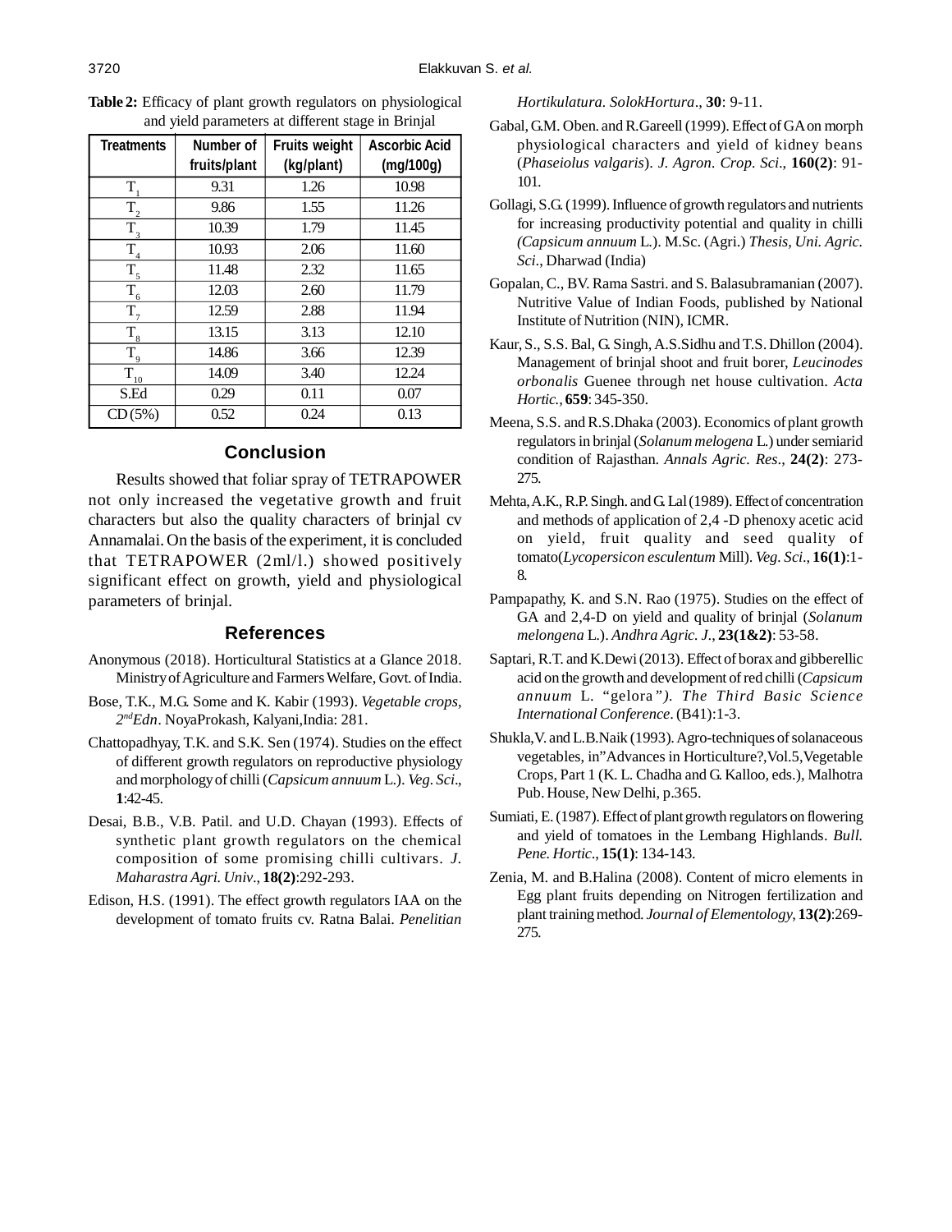**Table 2:** Efficacy of plant growth regulators on physiological and yield parameters at different stage in Brinjal

| Treatments | Number of fruits/plant | Fruits weight (kg/plant) | Ascorbic Acid (mg/100g) |
|---|---|---|---|
| $T_1$ | 9.31 | 1.26 | 10.98 |
| $T_2$ | 9.86 | 1.55 | 11.26 |
| $T_3$ | 10.39 | 1.79 | 11.45 |
| $T_4$ | 10.93 | 2.06 | 11.60 |
| $T_5$ | 11.48 | 2.32 | 11.65 |
| $T_6$ | 12.03 | 2.60 | 11.79 |
| $T_7$ | 12.59 | 2.88 | 11.94 |
| $T_8$ | 13.15 | 3.13 | 12.10 |
| $T_9$ | 14.86 | 3.66 | 12.39 |
| $T_{10}$ | 14.09 | 3.40 | 12.24 |
| S.Ed | 0.29 | 0.11 | 0.07 |
| CD (5%) | 0.52 | 0.24 | 0.13 |

## Conclusion

Results showed that foliar spray of TETRAPOWER not only increased the vegetative growth and fruit characters but also the quality characters of brinjal cv Annamalai. On the basis of the experiment, it is concluded that TETRAPOWER (2ml/l.) showed positively significant effect on growth, yield and physiological parameters of brinjal.

## References

Anonymous (2018). Horticultural Statistics at a Glance 2018. Ministry of Agriculture and Farmers Welfare, Govt. of India.

Bose, T.K., M.G. Some and K. Kabir (1993). *Vegetable crops, 2nd Edn*. NoyaProkash, Kalyani,India: 281.

Chattopadhyay, T.K. and S.K. Sen (1974). Studies on the effect of different growth regulators on reproductive physiology and morphology of chilli (*Capsicum annuum* L.). *Veg. Sci*., **1**:42-45.

Desai, B.B., V.B. Patil. and U.D. Chayan (1993). Effects of synthetic plant growth regulators on the chemical composition of some promising chilli cultivars. *J. Maharastra Agri. Univ*., **18(2)**:292-293.

Edison, H.S. (1991). The effect growth regulators IAA on the development of tomato fruits cv. Ratna Balai. *Penelitian Hortikulatura. SolokHortura*., **30**: 9-11.

Gabal, G.M. Oben. and R.Gareell (1999). Effect of GA on morph physiological characters and yield of kidney beans (*Phaseiolus valgaris*). *J. Agron. Crop. Sci*., **160(2)**: 91-101.

Gollagi, S.G. (1999). Influence of growth regulators and nutrients for increasing productivity potential and quality in chilli *(Capsicum annuum* L.). M.Sc. (Agri.) *Thesis, Uni. Agric. Sci*., Dharwad (India)

Gopalan, C., BV. Rama Sastri. and S. Balasubramanian (2007). Nutritive Value of Indian Foods, published by National Institute of Nutrition (NIN), ICMR.

Kaur, S., S.S. Bal, G. Singh, A.S.Sidhu and T.S. Dhillon (2004). Management of brinjal shoot and fruit borer, *Leucinodes orbonalis* Guenee through net house cultivation. *Acta Hortic.*, **659**: 345-350.

Meena, S.S. and R.S.Dhaka (2003). Economics of plant growth regulators in brinjal (*Solanum melogena* L.) under semiarid condition of Rajasthan. *Annals Agric. Res*., **24(2)**: 273-275.

Mehta, A.K., R.P. Singh. and G. Lal (1989). Effect of concentration and methods of application of 2,4 -D phenoxy acetic acid on yield, fruit quality and seed quality of tomato(*Lycopersicon esculentum* Mill). *Veg. Sci*., **16(1)**:1-8.

Pampapathy, K. and S.N. Rao (1975). Studies on the effect of GA and 2,4-D on yield and quality of brinjal (*Solanum melongena* L.). *Andhra Agric. J.*, **23(1&2)**: 53-58.

Saptari, R.T. and K.Dewi (2013). Effect of borax and gibberellic acid on the growth and development of red chilli (*Capsicum annuum* L. "gelora*"). The Third Basic Science International Conference*. (B41):1-3.

Shukla,V. and L.B.Naik (1993). Agro-techniques of solanaceous vegetables, in"Advances in Horticulture?,Vol.5,Vegetable Crops, Part 1 (K. L. Chadha and G. Kalloo, eds.), Malhotra Pub. House, New Delhi, p.365.

Sumiati, E. (1987). Effect of plant growth regulators on flowering and yield of tomatoes in the Lembang Highlands. *Bull. Pene. Hortic*., **15(1)**: 134-143.

Zenia, M. and B.Halina (2008). Content of micro elements in Egg plant fruits depending on Nitrogen fertilization and plant training method. *Journal of Elementology*, **13(2)**:269-275.